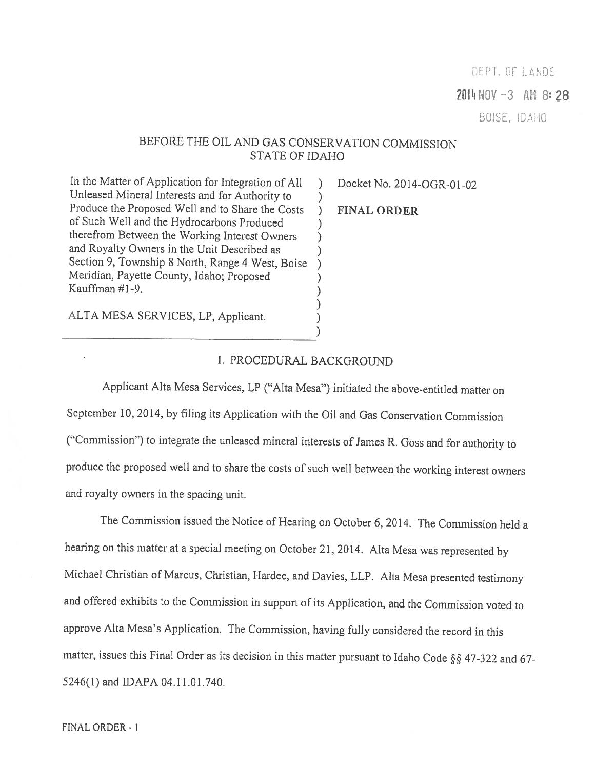DEPT. OF LANDS

2014 NOV -3 AM 8:28

BOISE, IDAHO

BEFORE THE OIL AND GAS CONSERVATION COMMISSION
STATE OF IDAHO

| | | |
|---|---|---|
| In the Matter of Application for Integration of All Unleased Mineral Interests and for Authority to Produce the Proposed Well and to Share the Costs of Such Well and the Hydrocarbons Produced therefrom Between the Working Interest Owners and Royalty Owners in the Unit Described as Section 9, Township 8 North, Range 4 West, Boise Meridian, Payette County, Idaho; Proposed Kauffman #1-9.<br><br>ALTA MESA SERVICES, LP, Applicant. | ) | Docket No. 2014-OGR-01-02<br><br>**FINAL ORDER** |

## I. PROCEDURAL BACKGROUND

Applicant Alta Mesa Services, LP ("Alta Mesa") initiated the above-entitled matter on September 10, 2014, by filing its Application with the Oil and Gas Conservation Commission ("Commission") to integrate the unleased mineral interests of James R. Goss and for authority to produce the proposed well and to share the costs of such well between the working interest owners and royalty owners in the spacing unit.

The Commission issued the Notice of Hearing on October 6, 2014. The Commission held a hearing on this matter at a special meeting on October 21, 2014. Alta Mesa was represented by Michael Christian of Marcus, Christian, Hardee, and Davies, LLP. Alta Mesa presented testimony and offered exhibits to the Commission in support of its Application, and the Commission voted to approve Alta Mesa's Application. The Commission, having fully considered the record in this matter, issues this Final Order as its decision in this matter pursuant to Idaho Code §§ 47-322 and 67-5246(1) and IDAPA 04.11.01.740.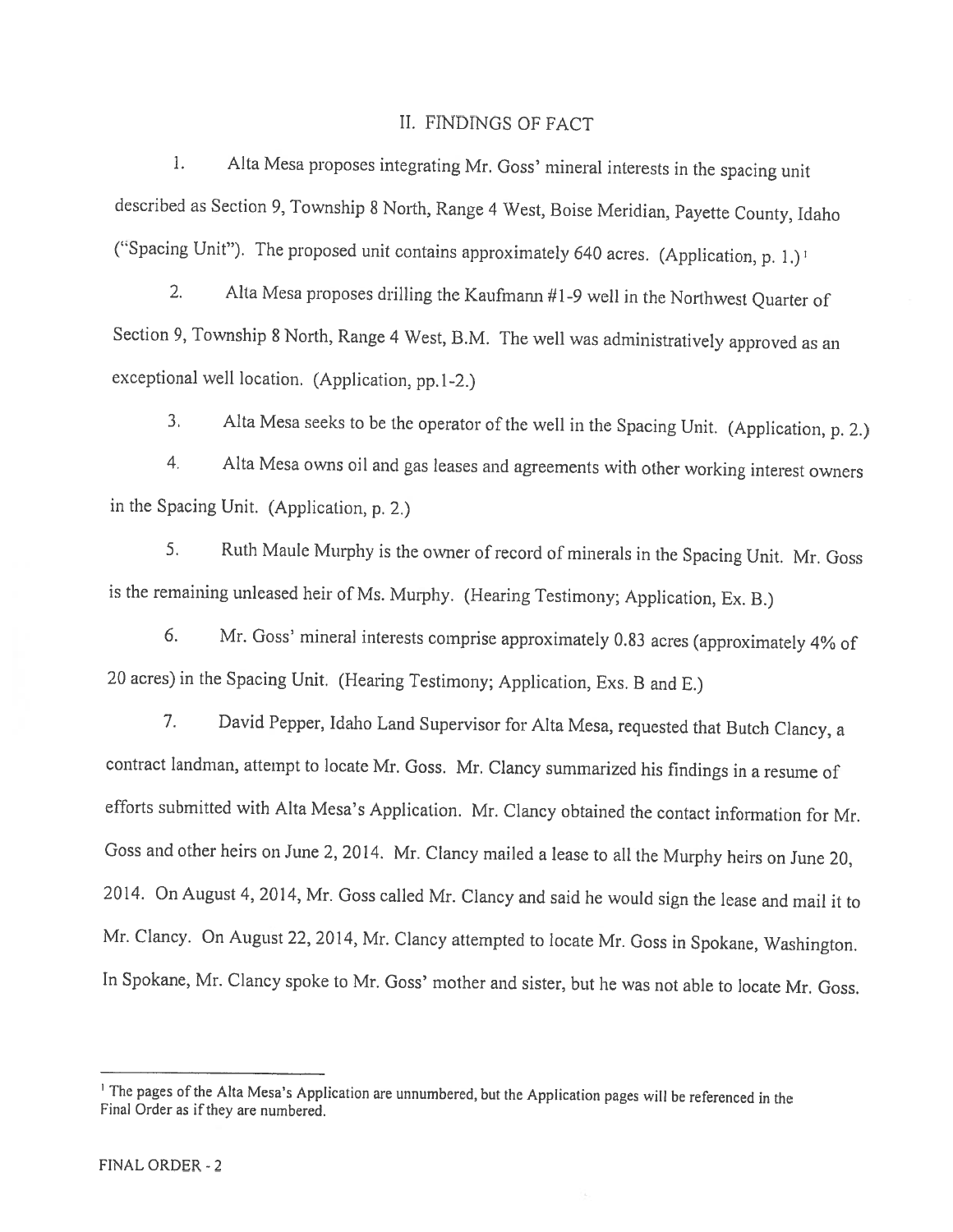## II. FINDINGS OF FACT

1. Alta Mesa proposes integrating Mr. Goss' mineral interests in the spacing unit described as Section 9, Township 8 North, Range 4 West, Boise Meridian, Payette County, Idaho ("Spacing Unit"). The proposed unit contains approximately 640 acres. (Application, p. 1.)[1]

2. Alta Mesa proposes drilling the Kaufmann #1-9 well in the Northwest Quarter of Section 9, Township 8 North, Range 4 West, B.M. The well was administratively approved as an exceptional well location. (Application, pp.1-2.)

3. Alta Mesa seeks to be the operator of the well in the Spacing Unit. (Application, p. 2.)

4. Alta Mesa owns oil and gas leases and agreements with other working interest owners in the Spacing Unit. (Application, p. 2.)

5. Ruth Maule Murphy is the owner of record of minerals in the Spacing Unit. Mr. Goss is the remaining unleased heir of Ms. Murphy. (Hearing Testimony; Application, Ex. B.)

6. Mr. Goss' mineral interests comprise approximately 0.83 acres (approximately 4% of 20 acres) in the Spacing Unit. (Hearing Testimony; Application, Exs. B and E.)

7. David Pepper, Idaho Land Supervisor for Alta Mesa, requested that Butch Clancy, a contract landman, attempt to locate Mr. Goss. Mr. Clancy summarized his findings in a resume of efforts submitted with Alta Mesa's Application. Mr. Clancy obtained the contact information for Mr. Goss and other heirs on June 2, 2014. Mr. Clancy mailed a lease to all the Murphy heirs on June 20, 2014. On August 4, 2014, Mr. Goss called Mr. Clancy and said he would sign the lease and mail it to Mr. Clancy. On August 22, 2014, Mr. Clancy attempted to locate Mr. Goss in Spokane, Washington. In Spokane, Mr. Clancy spoke to Mr. Goss' mother and sister, but he was not able to locate Mr. Goss.

---

[1] The pages of the Alta Mesa's Application are unnumbered, but the Application pages will be referenced in the Final Order as if they are numbered.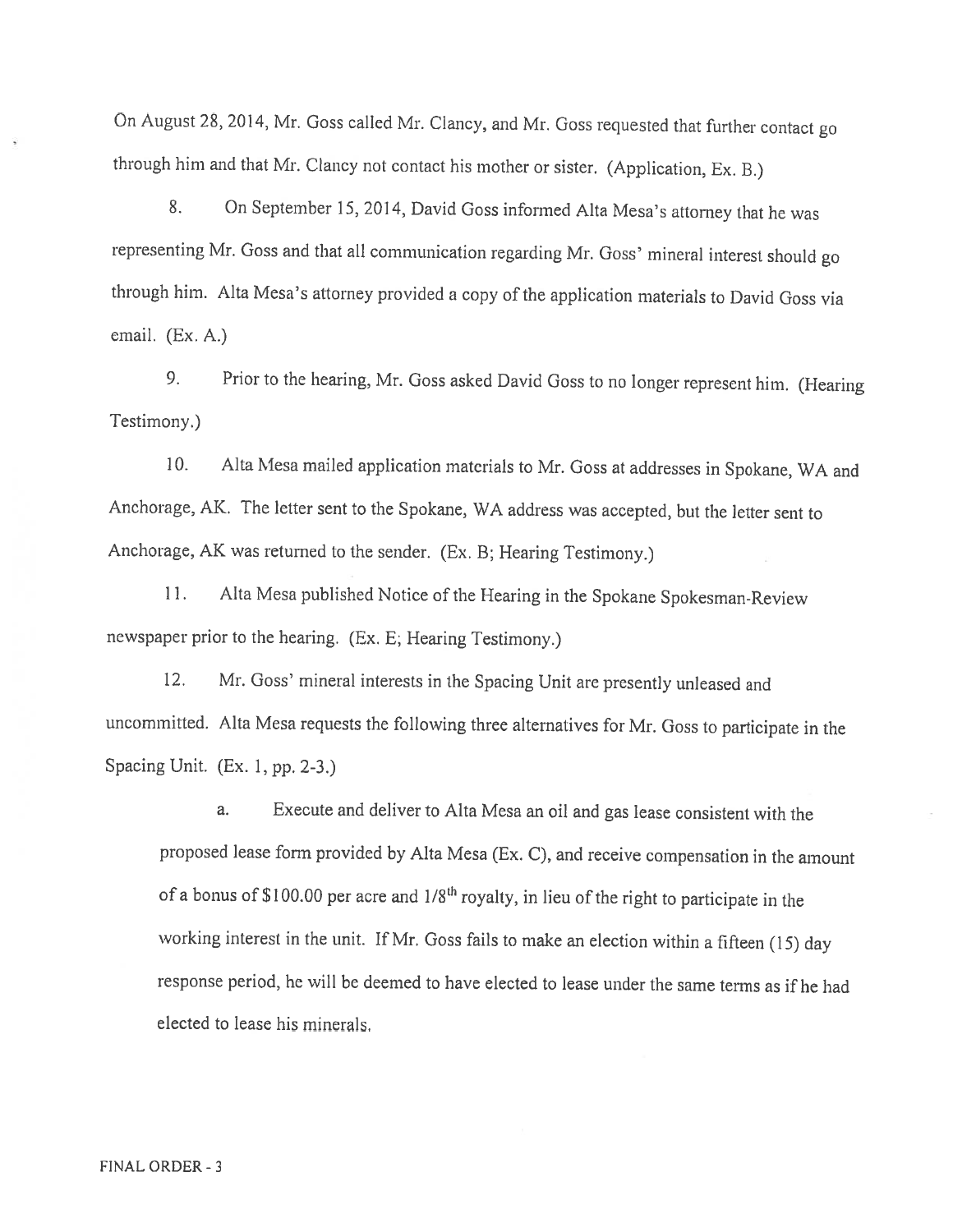On August 28, 2014, Mr. Goss called Mr. Clancy, and Mr. Goss requested that further contact go through him and that Mr. Clancy not contact his mother or sister. (Application, Ex. B.)

8. On September 15, 2014, David Goss informed Alta Mesa's attorney that he was representing Mr. Goss and that all communication regarding Mr. Goss' mineral interest should go through him. Alta Mesa's attorney provided a copy of the application materials to David Goss via email. (Ex. A.)

9. Prior to the hearing, Mr. Goss asked David Goss to no longer represent him. (Hearing Testimony.)

10. Alta Mesa mailed application materials to Mr. Goss at addresses in Spokane, WA and Anchorage, AK. The letter sent to the Spokane, WA address was accepted, but the letter sent to Anchorage, AK was returned to the sender. (Ex. B; Hearing Testimony.)

11. Alta Mesa published Notice of the Hearing in the Spokane Spokesman-Review newspaper prior to the hearing. (Ex. E; Hearing Testimony.)

12. Mr. Goss' mineral interests in the Spacing Unit are presently unleased and uncommitted. Alta Mesa requests the following three alternatives for Mr. Goss to participate in the Spacing Unit. (Ex. 1, pp. 2-3.)

   a. Execute and deliver to Alta Mesa an oil and gas lease consistent with the proposed lease form provided by Alta Mesa (Ex. C), and receive compensation in the amount of a bonus of $100.00 per acre and 1/8th royalty, in lieu of the right to participate in the working interest in the unit. If Mr. Goss fails to make an election within a fifteen (15) day response period, he will be deemed to have elected to lease under the same terms as if he had elected to lease his minerals.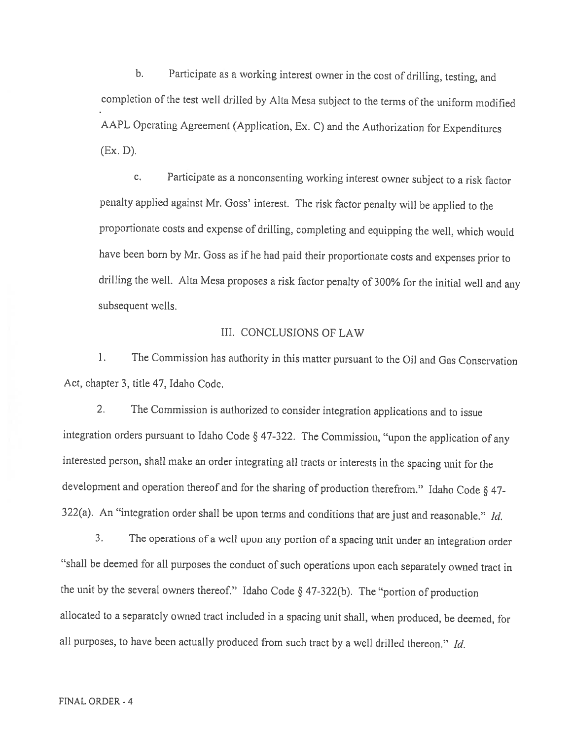b. Participate as a working interest owner in the cost of drilling, testing, and completion of the test well drilled by Alta Mesa subject to the terms of the uniform modified AAPL Operating Agreement (Application, Ex. C) and the Authorization for Expenditures (Ex. D).

c. Participate as a nonconsenting working interest owner subject to a risk factor penalty applied against Mr. Goss' interest. The risk factor penalty will be applied to the proportionate costs and expense of drilling, completing and equipping the well, which would have been born by Mr. Goss as if he had paid their proportionate costs and expenses prior to drilling the well. Alta Mesa proposes a risk factor penalty of 300% for the initial well and any subsequent wells.

## III. CONCLUSIONS OF LAW

1. The Commission has authority in this matter pursuant to the Oil and Gas Conservation Act, chapter 3, title 47, Idaho Code.

2. The Commission is authorized to consider integration applications and to issue integration orders pursuant to Idaho Code § 47-322. The Commission, "upon the application of any interested person, shall make an order integrating all tracts or interests in the spacing unit for the development and operation thereof and for the sharing of production therefrom." Idaho Code § 47-322(a). An "integration order shall be upon terms and conditions that are just and reasonable." *Id.*

3. The operations of a well upon any portion of a spacing unit under an integration order "shall be deemed for all purposes the conduct of such operations upon each separately owned tract in the unit by the several owners thereof." Idaho Code § 47-322(b). The "portion of production allocated to a separately owned tract included in a spacing unit shall, when produced, be deemed, for all purposes, to have been actually produced from such tract by a well drilled thereon." *Id.*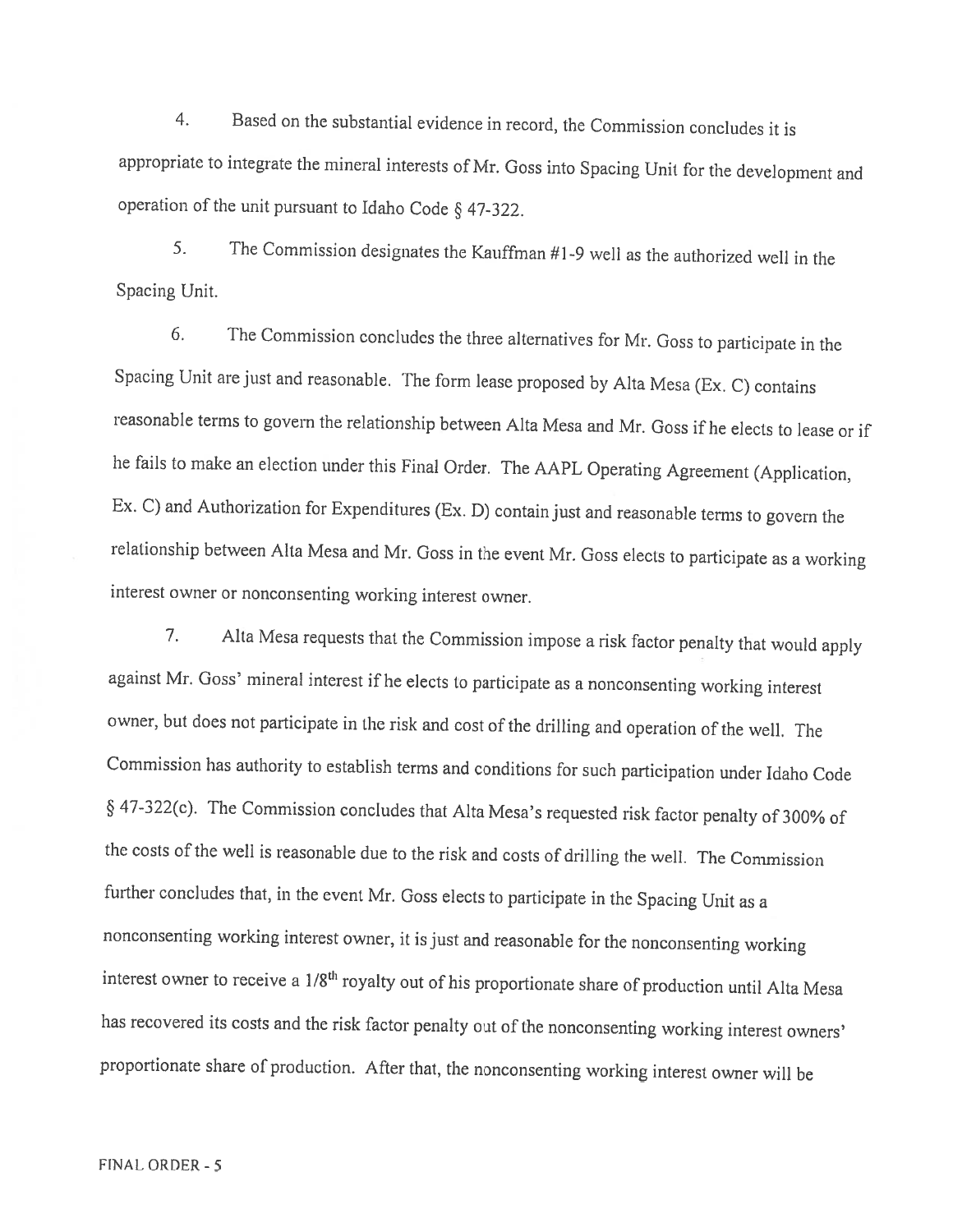4. Based on the substantial evidence in record, the Commission concludes it is appropriate to integrate the mineral interests of Mr. Goss into Spacing Unit for the development and operation of the unit pursuant to Idaho Code § 47-322.

5. The Commission designates the Kauffman #1-9 well as the authorized well in the Spacing Unit.

6. The Commission concludes the three alternatives for Mr. Goss to participate in the Spacing Unit are just and reasonable. The form lease proposed by Alta Mesa (Ex. C) contains reasonable terms to govern the relationship between Alta Mesa and Mr. Goss if he elects to lease or if he fails to make an election under this Final Order. The AAPL Operating Agreement (Application, Ex. C) and Authorization for Expenditures (Ex. D) contain just and reasonable terms to govern the relationship between Alta Mesa and Mr. Goss in the event Mr. Goss elects to participate as a working interest owner or nonconsenting working interest owner.

7. Alta Mesa requests that the Commission impose a risk factor penalty that would apply against Mr. Goss' mineral interest if he elects to participate as a nonconsenting working interest owner, but does not participate in the risk and cost of the drilling and operation of the well. The Commission has authority to establish terms and conditions for such participation under Idaho Code § 47-322(c). The Commission concludes that Alta Mesa's requested risk factor penalty of 300% of the costs of the well is reasonable due to the risk and costs of drilling the well. The Commission further concludes that, in the event Mr. Goss elects to participate in the Spacing Unit as a nonconsenting working interest owner, it is just and reasonable for the nonconsenting working interest owner to receive a 1/8th royalty out of his proportionate share of production until Alta Mesa has recovered its costs and the risk factor penalty out of the nonconsenting working interest owners' proportionate share of production. After that, the nonconsenting working interest owner will be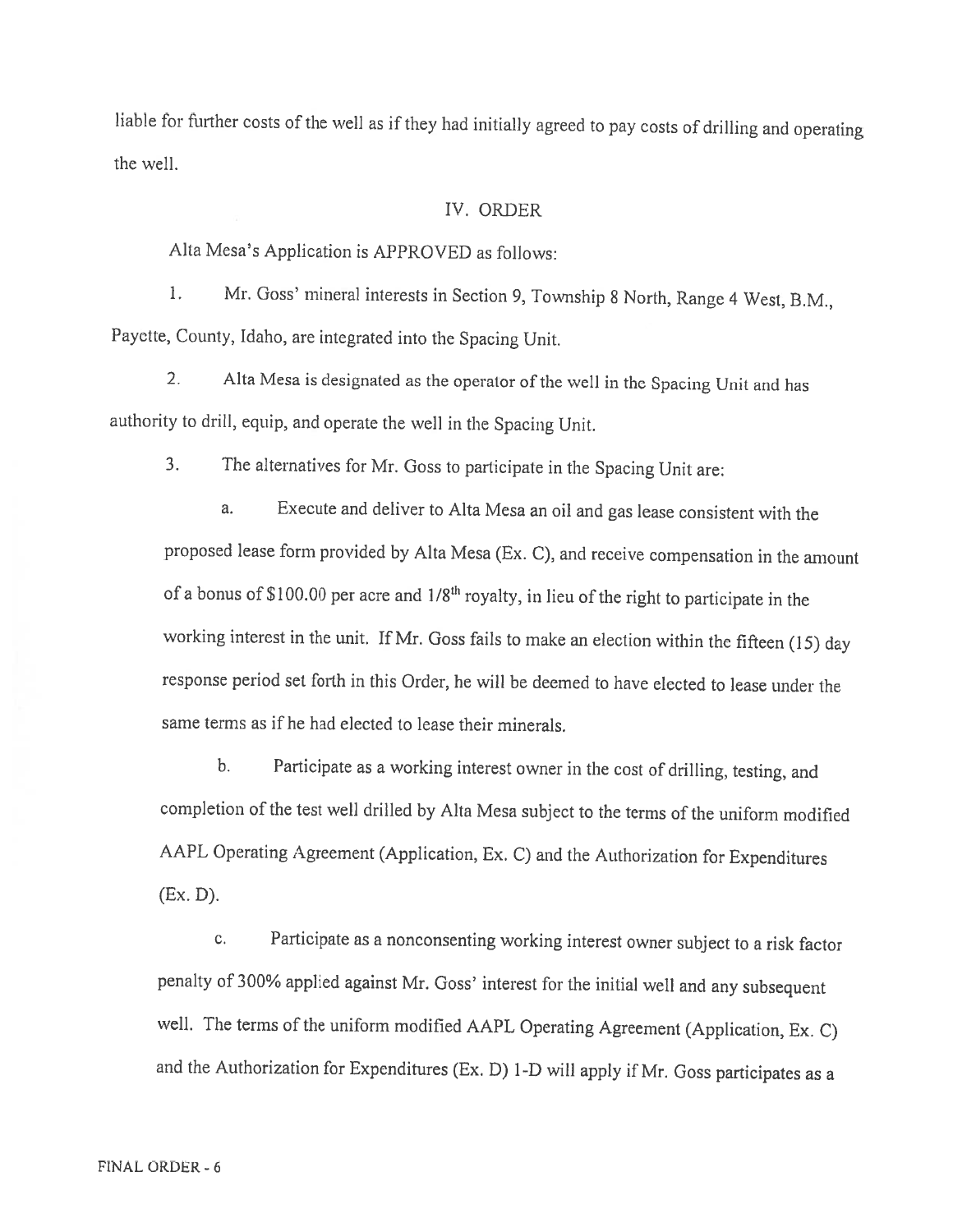liable for further costs of the well as if they had initially agreed to pay costs of drilling and operating the well.

## IV. ORDER

Alta Mesa's Application is APPROVED as follows:

1. Mr. Goss' mineral interests in Section 9, Township 8 North, Range 4 West, B.M., Payette, County, Idaho, are integrated into the Spacing Unit.

2. Alta Mesa is designated as the operator of the well in the Spacing Unit and has authority to drill, equip, and operate the well in the Spacing Unit.

3. The alternatives for Mr. Goss to participate in the Spacing Unit are:

   a. Execute and deliver to Alta Mesa an oil and gas lease consistent with the proposed lease form provided by Alta Mesa (Ex. C), and receive compensation in the amount of a bonus of $100.00 per acre and 1/8th royalty, in lieu of the right to participate in the working interest in the unit. If Mr. Goss fails to make an election within the fifteen (15) day response period set forth in this Order, he will be deemed to have elected to lease under the same terms as if he had elected to lease their minerals.

   b. Participate as a working interest owner in the cost of drilling, testing, and completion of the test well drilled by Alta Mesa subject to the terms of the uniform modified AAPL Operating Agreement (Application, Ex. C) and the Authorization for Expenditures (Ex. D).

   c. Participate as a nonconsenting working interest owner subject to a risk factor penalty of 300% applied against Mr. Goss' interest for the initial well and any subsequent well. The terms of the uniform modified AAPL Operating Agreement (Application, Ex. C) and the Authorization for Expenditures (Ex. D) 1-D will apply if Mr. Goss participates as a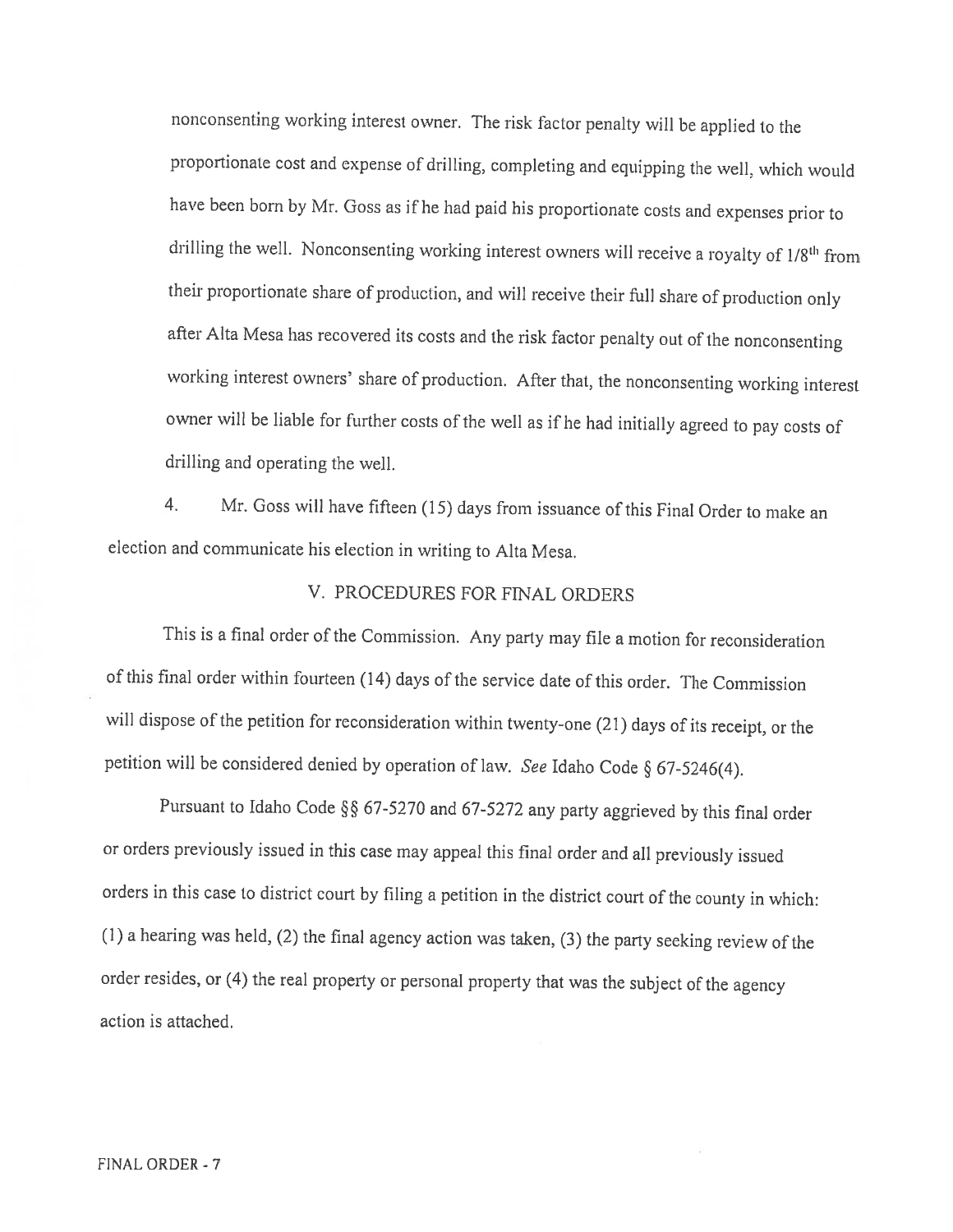nonconsenting working interest owner. The risk factor penalty will be applied to the proportionate cost and expense of drilling, completing and equipping the well, which would have been born by Mr. Goss as if he had paid his proportionate costs and expenses prior to drilling the well. Nonconsenting working interest owners will receive a royalty of 1/8th from their proportionate share of production, and will receive their full share of production only after Alta Mesa has recovered its costs and the risk factor penalty out of the nonconsenting working interest owners' share of production. After that, the nonconsenting working interest owner will be liable for further costs of the well as if he had initially agreed to pay costs of drilling and operating the well.

4. Mr. Goss will have fifteen (15) days from issuance of this Final Order to make an election and communicate his election in writing to Alta Mesa.

## V. PROCEDURES FOR FINAL ORDERS

This is a final order of the Commission. Any party may file a motion for reconsideration of this final order within fourteen (14) days of the service date of this order. The Commission will dispose of the petition for reconsideration within twenty-one (21) days of its receipt, or the petition will be considered denied by operation of law. *See* Idaho Code § 67-5246(4).

Pursuant to Idaho Code §§ 67-5270 and 67-5272 any party aggrieved by this final order or orders previously issued in this case may appeal this final order and all previously issued orders in this case to district court by filing a petition in the district court of the county in which: (1) a hearing was held, (2) the final agency action was taken, (3) the party seeking review of the order resides, or (4) the real property or personal property that was the subject of the agency action is attached.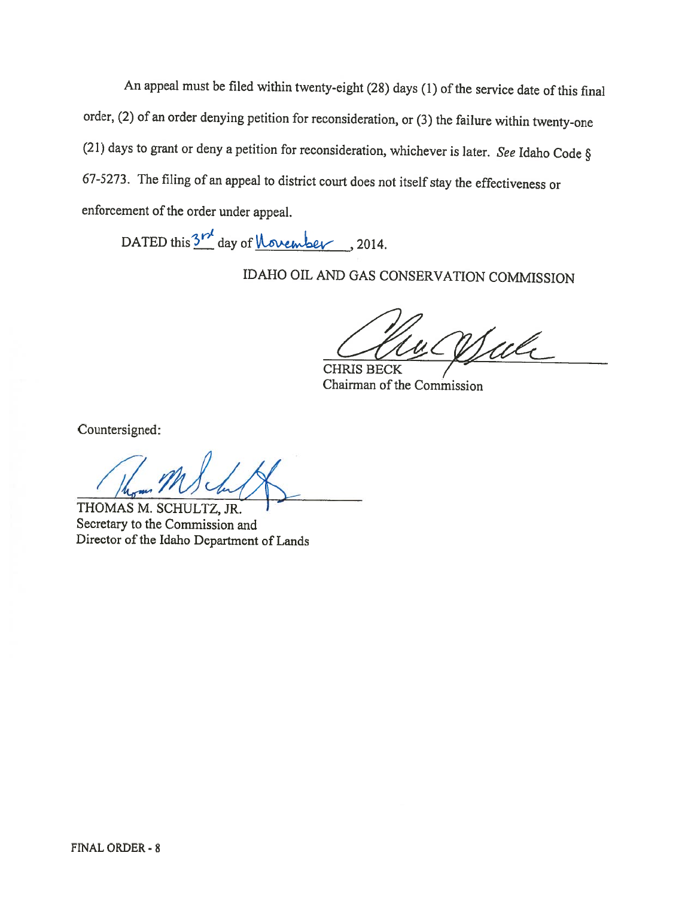An appeal must be filed within twenty-eight (28) days (1) of the service date of this final order, (2) of an order denying petition for reconsideration, or (3) the failure within twenty-one (21) days to grant or deny a petition for reconsideration, whichever is later. *See* Idaho Code § 67-5273. The filing of an appeal to district court does not itself stay the effectiveness or enforcement of the order under appeal.

DATED this 3rd day of November, 2014.

IDAHO OIL AND GAS CONSERVATION COMMISSION

CHRIS BECK
Chairman of the Commission

Countersigned:

THOMAS M. SCHULTZ, JR.
Secretary to the Commission and
Director of the Idaho Department of Lands

FINAL ORDER - 8